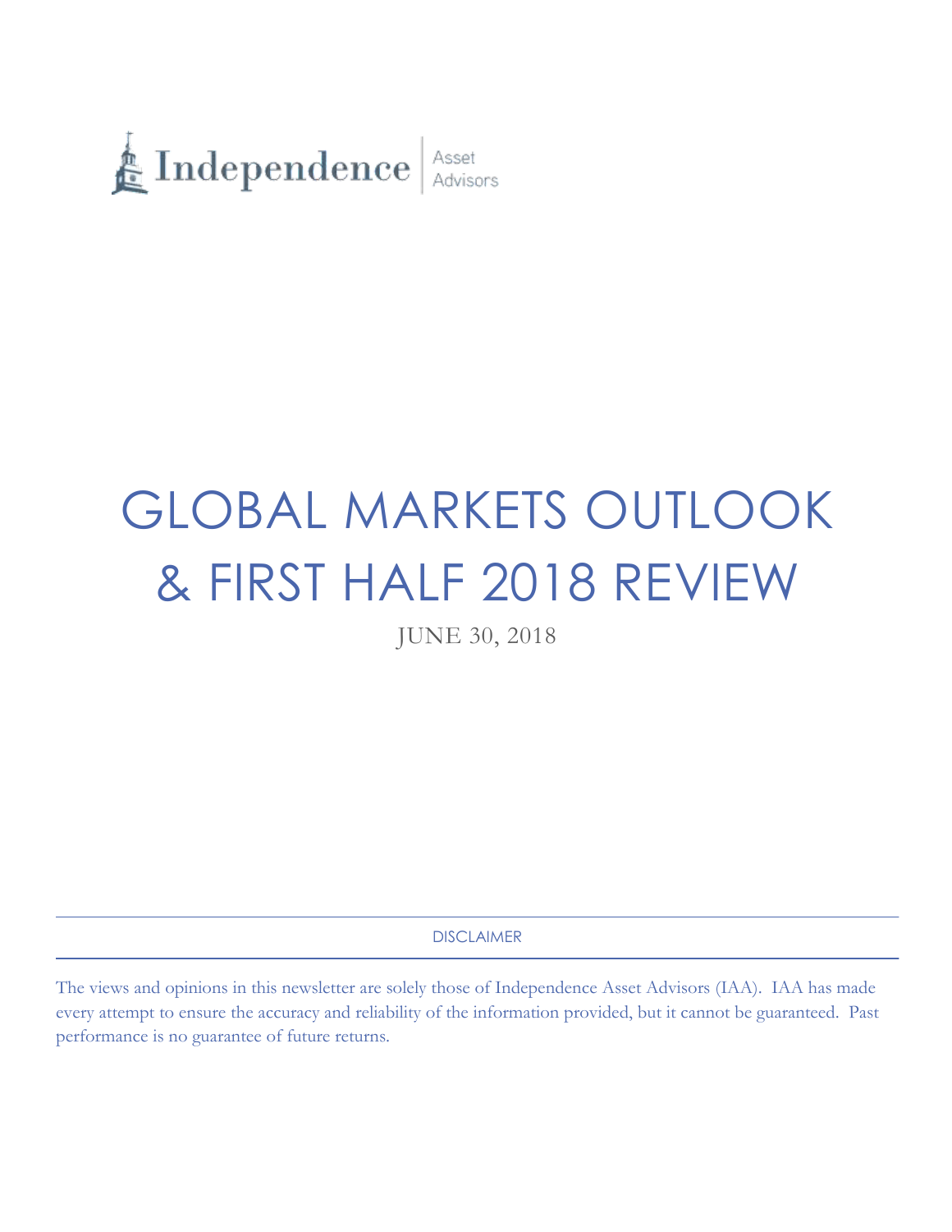Independence | Asset Advisors

# GLOBAL MARKETS OUTLOOK & FIRST HALF 2018 REVIEW

JUNE 30, 2018

## DISCLAIMER

The views and opinions in this newsletter are solely those of Independence Asset Advisors (IAA). IAA has made every attempt to ensure the accuracy and reliability of the information provided, but it cannot be guaranteed. Past performance is no guarantee of future returns.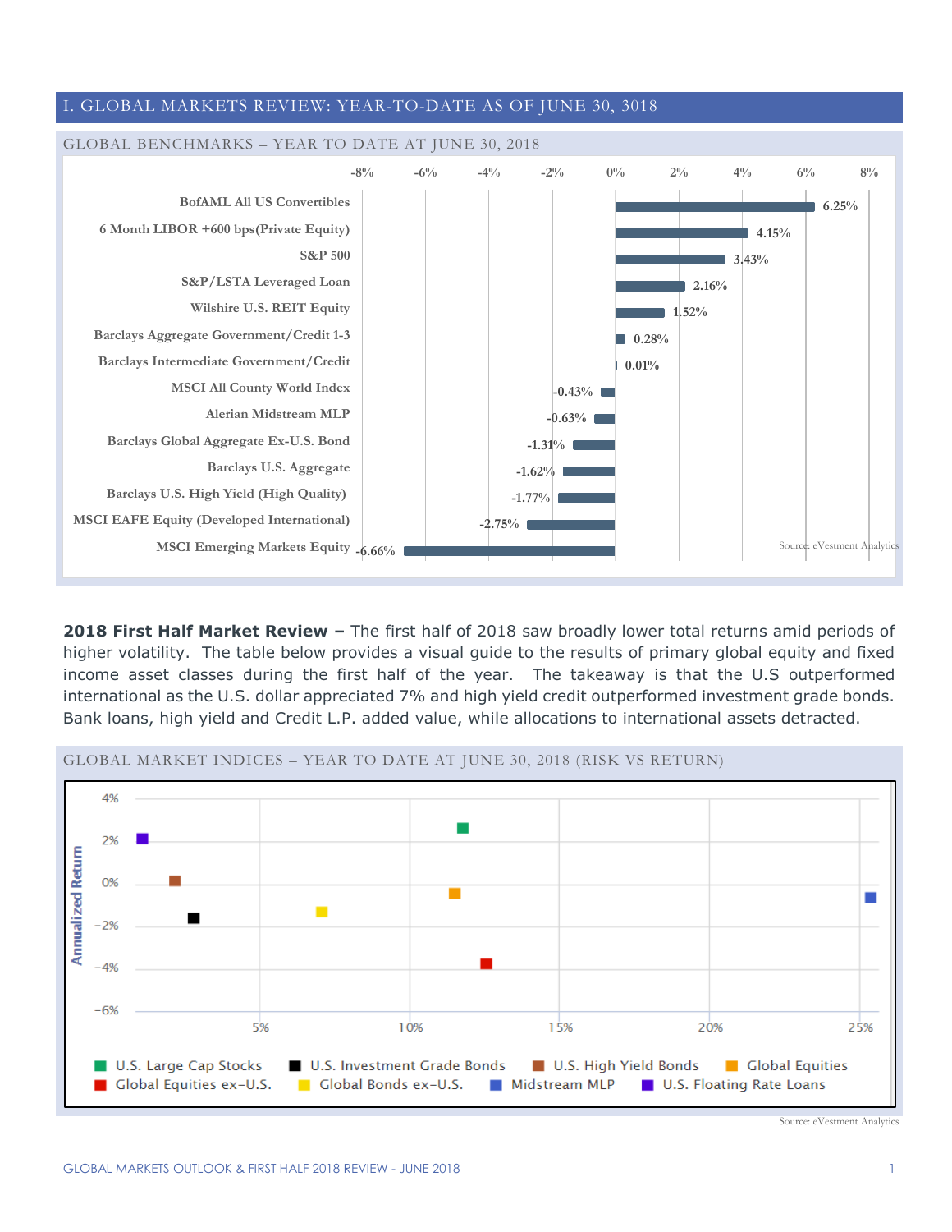## I. GLOBAL MARKETS REVIEW: YEAR-TO-DATE AS OF JUNE 30, 3018

### GLOBAL BENCHMARKS – YEAR TO DATE AT JUNE 30, 2018

| Benchmark | YTD Return |
|---|---|
| BofAML All US Convertibles | 6.25% |
| 6 Month LIBOR +600 bps(Private Equity) | 4.15% |
| S&P 500 | 3.43% |
| S&P/LSTA Leveraged Loan | 2.16% |
| Wilshire U.S. REIT Equity | 1.52% |
| Barclays Aggregate Government/Credit 1-3 | 0.28% |
| Barclays Intermediate Government/Credit | 0.01% |
| MSCI All County World Index | -0.43% |
| Alerian Midstream MLP | -0.63% |
| Barclays Global Aggregate Ex-U.S. Bond | -1.31% |
| Barclays U.S. Aggregate | -1.62% |
| Barclays U.S. High Yield (High Quality) | -1.77% |
| MSCI EAFE Equity (Developed International) | -2.75% |
| MSCI Emerging Markets Equity | -6.66% |

Source: eVestment Analytics

**2018 First Half Market Review –** The first half of 2018 saw broadly lower total returns amid periods of higher volatility. The table below provides a visual guide to the results of primary global equity and fixed income asset classes during the first half of the year. The takeaway is that the U.S outperformed international as the U.S. dollar appreciated 7% and high yield credit outperformed investment grade bonds. Bank loans, high yield and Credit L.P. added value, while allocations to international assets detracted.

### GLOBAL MARKET INDICES – YEAR TO DATE AT JUNE 30, 2018 (RISK VS RETURN)

Legend: U.S. Large Cap Stocks; U.S. Investment Grade Bonds; U.S. High Yield Bonds; Global Equities; Global Equities ex-U.S.; Global Bonds ex-U.S.; Midstream MLP; U.S. Floating Rate Loans

Y-axis: Annualized Return (−6% to 4%); X-axis: 5% to 25%

Source: eVestment Analytics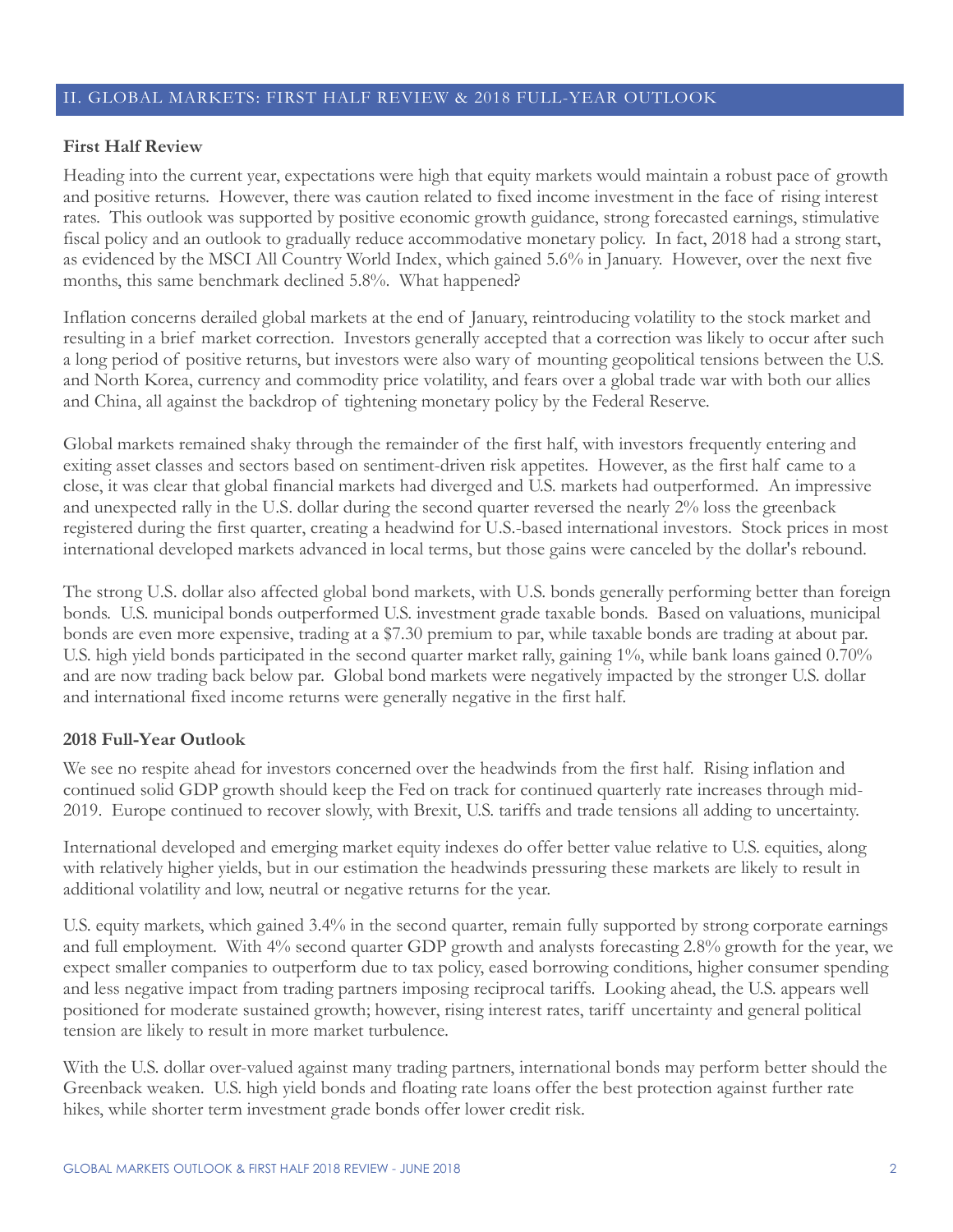## II. GLOBAL MARKETS: FIRST HALF REVIEW & 2018 FULL-YEAR OUTLOOK

### First Half Review

Heading into the current year, expectations were high that equity markets would maintain a robust pace of growth and positive returns. However, there was caution related to fixed income investment in the face of rising interest rates. This outlook was supported by positive economic growth guidance, strong forecasted earnings, stimulative fiscal policy and an outlook to gradually reduce accommodative monetary policy. In fact, 2018 had a strong start, as evidenced by the MSCI All Country World Index, which gained 5.6% in January. However, over the next five months, this same benchmark declined 5.8%. What happened?

Inflation concerns derailed global markets at the end of January, reintroducing volatility to the stock market and resulting in a brief market correction. Investors generally accepted that a correction was likely to occur after such a long period of positive returns, but investors were also wary of mounting geopolitical tensions between the U.S. and North Korea, currency and commodity price volatility, and fears over a global trade war with both our allies and China, all against the backdrop of tightening monetary policy by the Federal Reserve.

Global markets remained shaky through the remainder of the first half, with investors frequently entering and exiting asset classes and sectors based on sentiment-driven risk appetites. However, as the first half came to a close, it was clear that global financial markets had diverged and U.S. markets had outperformed. An impressive and unexpected rally in the U.S. dollar during the second quarter reversed the nearly 2% loss the greenback registered during the first quarter, creating a headwind for U.S.-based international investors. Stock prices in most international developed markets advanced in local terms, but those gains were canceled by the dollar's rebound.

The strong U.S. dollar also affected global bond markets, with U.S. bonds generally performing better than foreign bonds. U.S. municipal bonds outperformed U.S. investment grade taxable bonds. Based on valuations, municipal bonds are even more expensive, trading at a $7.30 premium to par, while taxable bonds are trading at about par. U.S. high yield bonds participated in the second quarter market rally, gaining 1%, while bank loans gained 0.70% and are now trading back below par. Global bond markets were negatively impacted by the stronger U.S. dollar and international fixed income returns were generally negative in the first half.

### 2018 Full-Year Outlook

We see no respite ahead for investors concerned over the headwinds from the first half. Rising inflation and continued solid GDP growth should keep the Fed on track for continued quarterly rate increases through mid-2019. Europe continued to recover slowly, with Brexit, U.S. tariffs and trade tensions all adding to uncertainty.

International developed and emerging market equity indexes do offer better value relative to U.S. equities, along with relatively higher yields, but in our estimation the headwinds pressuring these markets are likely to result in additional volatility and low, neutral or negative returns for the year.

U.S. equity markets, which gained 3.4% in the second quarter, remain fully supported by strong corporate earnings and full employment. With 4% second quarter GDP growth and analysts forecasting 2.8% growth for the year, we expect smaller companies to outperform due to tax policy, eased borrowing conditions, higher consumer spending and less negative impact from trading partners imposing reciprocal tariffs. Looking ahead, the U.S. appears well positioned for moderate sustained growth; however, rising interest rates, tariff uncertainty and general political tension are likely to result in more market turbulence.

With the U.S. dollar over-valued against many trading partners, international bonds may perform better should the Greenback weaken. U.S. high yield bonds and floating rate loans offer the best protection against further rate hikes, while shorter term investment grade bonds offer lower credit risk.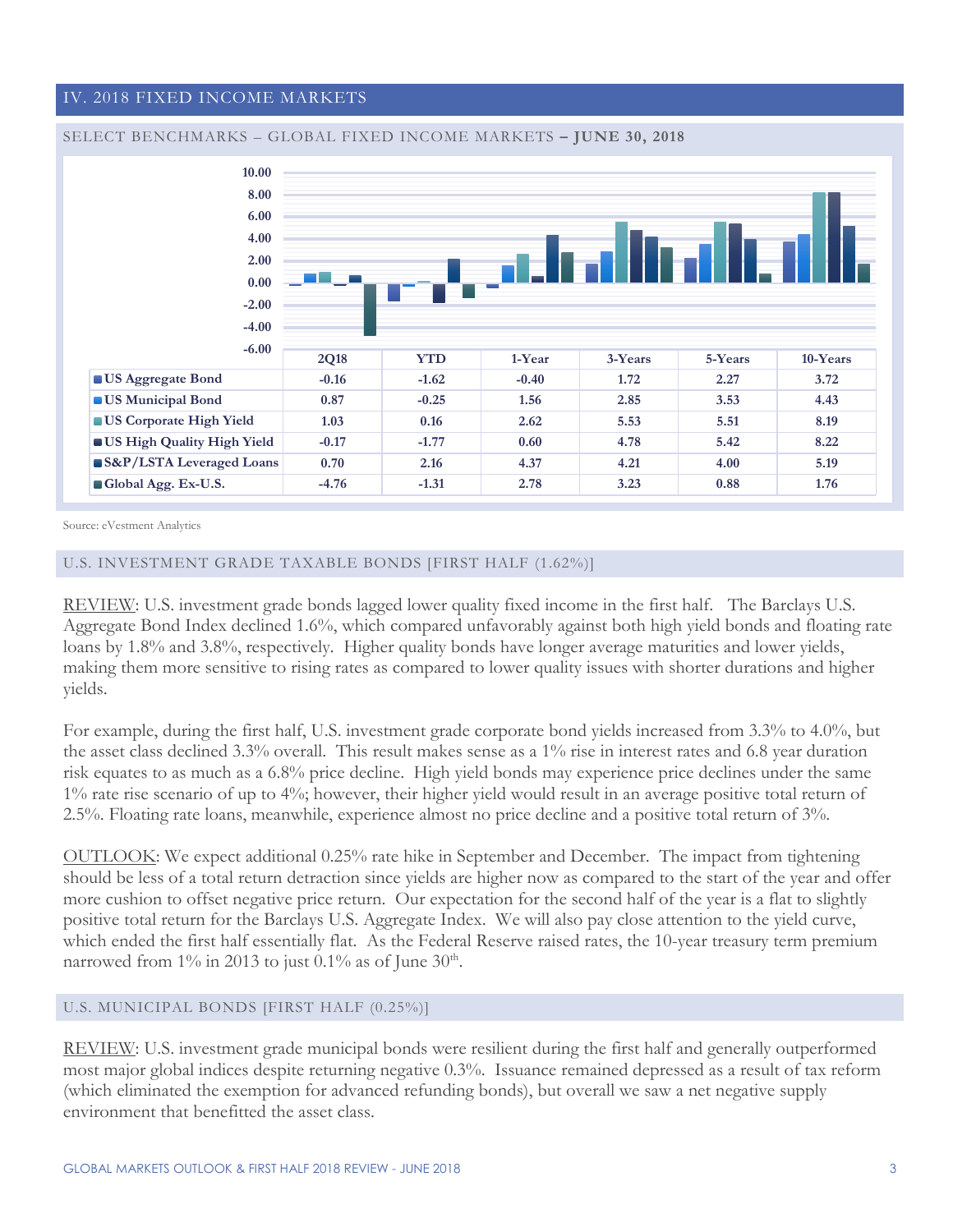## IV. 2018 FIXED INCOME MARKETS

### SELECT BENCHMARKS – GLOBAL FIXED INCOME MARKETS – JUNE 30, 2018

| | 2Q18 | YTD | 1-Year | 3-Years | 5-Years | 10-Years |
|---|---|---|---|---|---|---|
| US Aggregate Bond | -0.16 | -1.62 | -0.40 | 1.72 | 2.27 | 3.72 |
| US Municipal Bond | 0.87 | -0.25 | 1.56 | 2.85 | 3.53 | 4.43 |
| US Corporate High Yield | 1.03 | 0.16 | 2.62 | 5.53 | 5.51 | 8.19 |
| US High Quality High Yield | -0.17 | -1.77 | 0.60 | 4.78 | 5.42 | 8.22 |
| S&P/LSTA Leveraged Loans | 0.70 | 2.16 | 4.37 | 4.21 | 4.00 | 5.19 |
| Global Agg. Ex-U.S. | -4.76 | -1.31 | 2.78 | 3.23 | 0.88 | 1.76 |

Source: eVestment Analytics

### U.S. INVESTMENT GRADE TAXABLE BONDS [FIRST HALF (1.62%)]

REVIEW: U.S. investment grade bonds lagged lower quality fixed income in the first half. The Barclays U.S. Aggregate Bond Index declined 1.6%, which compared unfavorably against both high yield bonds and floating rate loans by 1.8% and 3.8%, respectively. Higher quality bonds have longer average maturities and lower yields, making them more sensitive to rising rates as compared to lower quality issues with shorter durations and higher yields.

For example, during the first half, U.S. investment grade corporate bond yields increased from 3.3% to 4.0%, but the asset class declined 3.3% overall. This result makes sense as a 1% rise in interest rates and 6.8 year duration risk equates to as much as a 6.8% price decline. High yield bonds may experience price declines under the same 1% rate rise scenario of up to 4%; however, their higher yield would result in an average positive total return of 2.5%. Floating rate loans, meanwhile, experience almost no price decline and a positive total return of 3%.

OUTLOOK: We expect additional 0.25% rate hike in September and December. The impact from tightening should be less of a total return detraction since yields are higher now as compared to the start of the year and offer more cushion to offset negative price return. Our expectation for the second half of the year is a flat to slightly positive total return for the Barclays U.S. Aggregate Index. We will also pay close attention to the yield curve, which ended the first half essentially flat. As the Federal Reserve raised rates, the 10-year treasury term premium narrowed from 1% in 2013 to just 0.1% as of June 30th.

### U.S. MUNICIPAL BONDS [FIRST HALF (0.25%)]

REVIEW: U.S. investment grade municipal bonds were resilient during the first half and generally outperformed most major global indices despite returning negative 0.3%. Issuance remained depressed as a result of tax reform (which eliminated the exemption for advanced refunding bonds), but overall we saw a net negative supply environment that benefitted the asset class.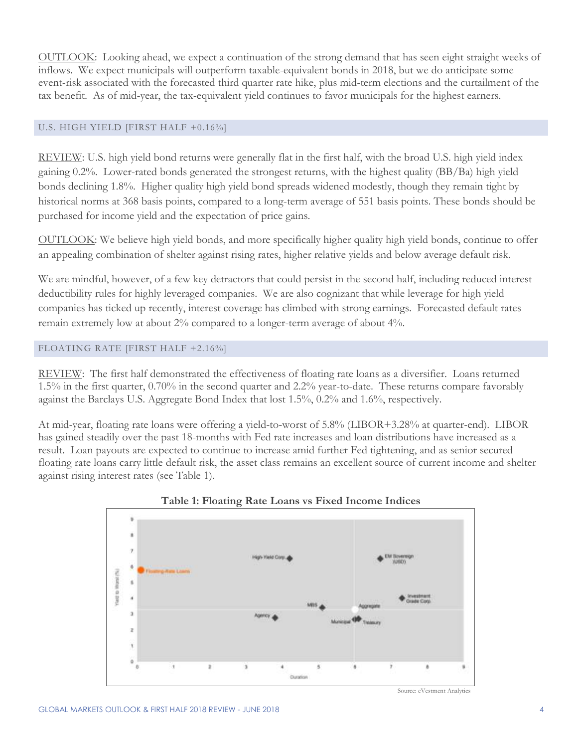OUTLOOK: Looking ahead, we expect a continuation of the strong demand that has seen eight straight weeks of inflows. We expect municipals will outperform taxable-equivalent bonds in 2018, but we do anticipate some event-risk associated with the forecasted third quarter rate hike, plus mid-term elections and the curtailment of the tax benefit. As of mid-year, the tax-equivalent yield continues to favor municipals for the highest earners.

## U.S. HIGH YIELD [FIRST HALF +0.16%]

REVIEW: U.S. high yield bond returns were generally flat in the first half, with the broad U.S. high yield index gaining 0.2%. Lower-rated bonds generated the strongest returns, with the highest quality (BB/Ba) high yield bonds declining 1.8%. Higher quality high yield bond spreads widened modestly, though they remain tight by historical norms at 368 basis points, compared to a long-term average of 551 basis points. These bonds should be purchased for income yield and the expectation of price gains.

OUTLOOK: We believe high yield bonds, and more specifically higher quality high yield bonds, continue to offer an appealing combination of shelter against rising rates, higher relative yields and below average default risk.

We are mindful, however, of a few key detractors that could persist in the second half, including reduced interest deductibility rules for highly leveraged companies. We are also cognizant that while leverage for high yield companies has ticked up recently, interest coverage has climbed with strong earnings. Forecasted default rates remain extremely low at about 2% compared to a longer-term average of about 4%.

## FLOATING RATE [FIRST HALF +2.16%]

REVIEW: The first half demonstrated the effectiveness of floating rate loans as a diversifier. Loans returned 1.5% in the first quarter, 0.70% in the second quarter and 2.2% year-to-date. These returns compare favorably against the Barclays U.S. Aggregate Bond Index that lost 1.5%, 0.2% and 1.6%, respectively.

At mid-year, floating rate loans were offering a yield-to-worst of 5.8% (LIBOR+3.28% at quarter-end). LIBOR has gained steadily over the past 18-months with Fed rate increases and loan distributions have increased as a result. Loan payouts are expected to continue to increase amid further Fed tightening, and as senior secured floating rate loans carry little default risk, the asset class remains an excellent source of current income and shelter against rising interest rates (see Table 1).

**Table 1: Floating Rate Loans vs Fixed Income Indices**

Source: eVestment Analytics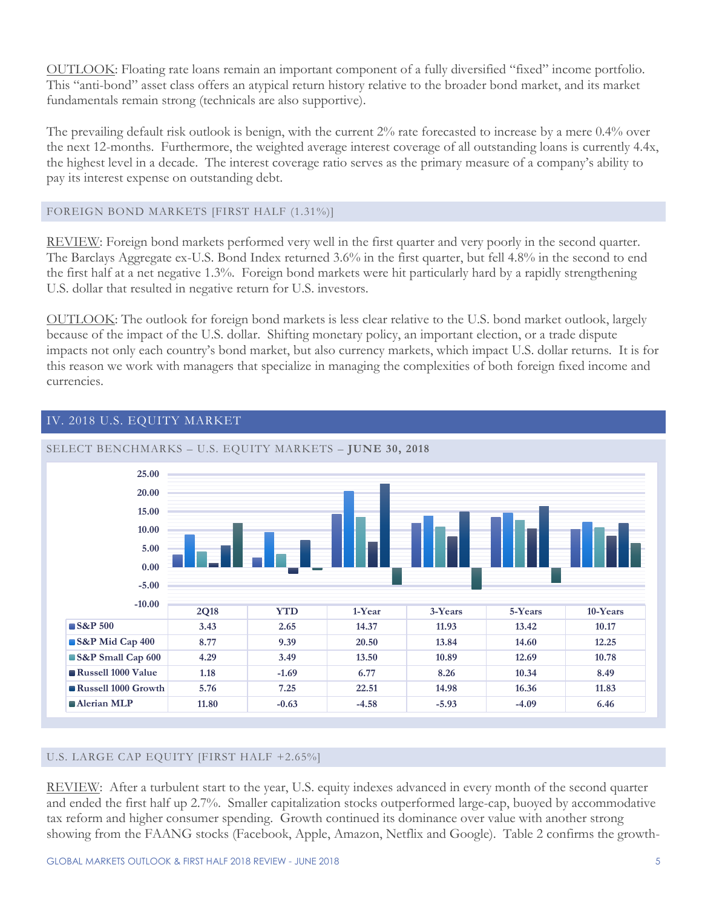OUTLOOK: Floating rate loans remain an important component of a fully diversified "fixed" income portfolio. This "anti-bond" asset class offers an atypical return history relative to the broader bond market, and its market fundamentals remain strong (technicals are also supportive).

The prevailing default risk outlook is benign, with the current 2% rate forecasted to increase by a mere 0.4% over the next 12-months. Furthermore, the weighted average interest coverage of all outstanding loans is currently 4.4x, the highest level in a decade. The interest coverage ratio serves as the primary measure of a company's ability to pay its interest expense on outstanding debt.

### FOREIGN BOND MARKETS [FIRST HALF (1.31%)]

REVIEW: Foreign bond markets performed very well in the first quarter and very poorly in the second quarter. The Barclays Aggregate ex-U.S. Bond Index returned 3.6% in the first quarter, but fell 4.8% in the second to end the first half at a net negative 1.3%. Foreign bond markets were hit particularly hard by a rapidly strengthening U.S. dollar that resulted in negative return for U.S. investors.

OUTLOOK: The outlook for foreign bond markets is less clear relative to the U.S. bond market outlook, largely because of the impact of the U.S. dollar. Shifting monetary policy, an important election, or a trade dispute impacts not only each country's bond market, but also currency markets, which impact U.S. dollar returns. It is for this reason we work with managers that specialize in managing the complexities of both foreign fixed income and currencies.

## IV. 2018 U.S. EQUITY MARKET

### SELECT BENCHMARKS – U.S. EQUITY MARKETS – **JUNE 30, 2018**

| | 2Q18 | YTD | 1-Year | 3-Years | 5-Years | 10-Years |
|---|---|---|---|---|---|---|
| S&P 500 | 3.43 | 2.65 | 14.37 | 11.93 | 13.42 | 10.17 |
| S&P Mid Cap 400 | 8.77 | 9.39 | 20.50 | 13.84 | 14.60 | 12.25 |
| S&P Small Cap 600 | 4.29 | 3.49 | 13.50 | 10.89 | 12.69 | 10.78 |
| Russell 1000 Value | 1.18 | -1.69 | 6.77 | 8.26 | 10.34 | 8.49 |
| Russell 1000 Growth | 5.76 | 7.25 | 22.51 | 14.98 | 16.36 | 11.83 |
| Alerian MLP | 11.80 | -0.63 | -4.58 | -5.93 | -4.09 | 6.46 |

### U.S. LARGE CAP EQUITY [FIRST HALF +2.65%]

REVIEW: After a turbulent start to the year, U.S. equity indexes advanced in every month of the second quarter and ended the first half up 2.7%. Smaller capitalization stocks outperformed large-cap, buoyed by accommodative tax reform and higher consumer spending. Growth continued its dominance over value with another strong showing from the FAANG stocks (Facebook, Apple, Amazon, Netflix and Google). Table 2 confirms the growth-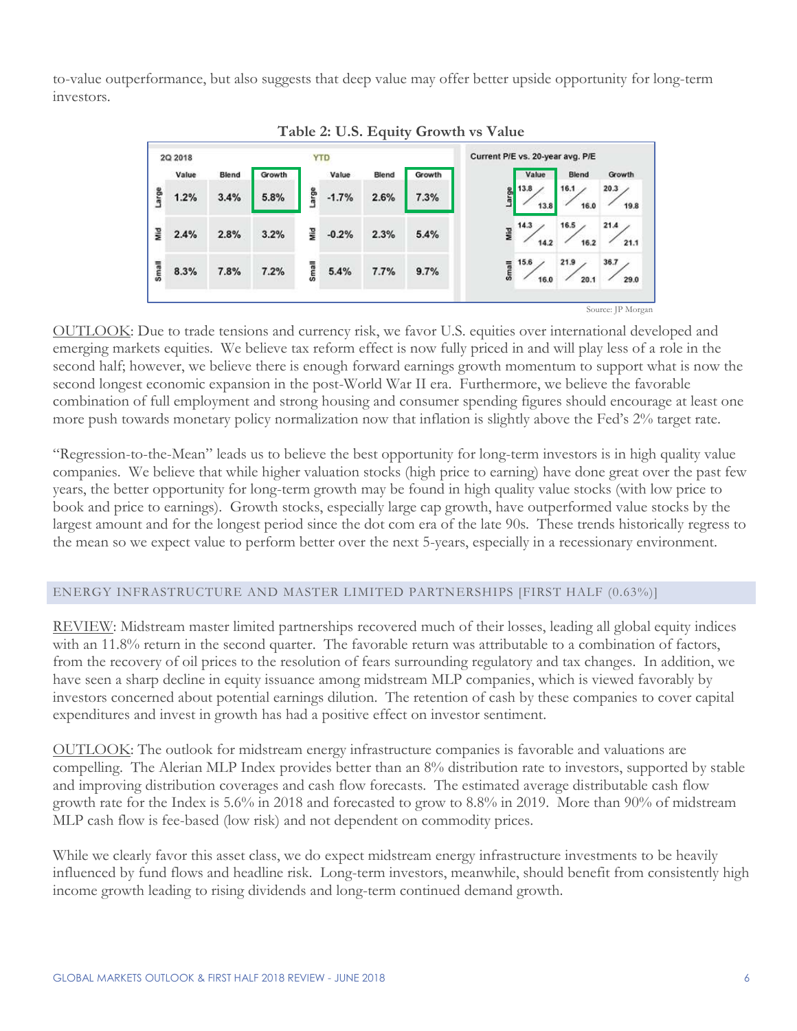to-value outperformance, but also suggests that deep value may offer better upside opportunity for long-term investors.

**Table 2: U.S. Equity Growth vs Value**

| 2Q 2018 | Value | Blend | Growth | YTD | Value | Blend | Growth | Current P/E vs. 20-year avg. P/E | Value | Blend | Growth |
|---|---|---|---|---|---|---|---|---|---|---|---|
| Large | 1.2% | 3.4% | 5.8% | Large | -1.7% | 2.6% | 7.3% | Large | 13.8 / 13.8 | 16.1 / 16.0 | 20.3 / 19.8 |
| Mid | 2.4% | 2.8% | 3.2% | Mid | -0.2% | 2.3% | 5.4% | Mid | 14.3 / 14.2 | 16.5 / 16.2 | 21.4 / 21.1 |
| Small | 8.3% | 7.8% | 7.2% | Small | 5.4% | 7.7% | 9.7% | Small | 15.6 / 16.0 | 21.9 / 20.1 | 36.7 / 29.0 |

Source: JP Morgan

OUTLOOK: Due to trade tensions and currency risk, we favor U.S. equities over international developed and emerging markets equities. We believe tax reform effect is now fully priced in and will play less of a role in the second half; however, we believe there is enough forward earnings growth momentum to support what is now the second longest economic expansion in the post-World War II era. Furthermore, we believe the favorable combination of full employment and strong housing and consumer spending figures should encourage at least one more push towards monetary policy normalization now that inflation is slightly above the Fed's 2% target rate.

"Regression-to-the-Mean" leads us to believe the best opportunity for long-term investors is in high quality value companies. We believe that while higher valuation stocks (high price to earning) have done great over the past few years, the better opportunity for long-term growth may be found in high quality value stocks (with low price to book and price to earnings). Growth stocks, especially large cap growth, have outperformed value stocks by the largest amount and for the longest period since the dot com era of the late 90s. These trends historically regress to the mean so we expect value to perform better over the next 5-years, especially in a recessionary environment.

## ENERGY INFRASTRUCTURE AND MASTER LIMITED PARTNERSHIPS [FIRST HALF (0.63%)]

REVIEW: Midstream master limited partnerships recovered much of their losses, leading all global equity indices with an 11.8% return in the second quarter. The favorable return was attributable to a combination of factors, from the recovery of oil prices to the resolution of fears surrounding regulatory and tax changes. In addition, we have seen a sharp decline in equity issuance among midstream MLP companies, which is viewed favorably by investors concerned about potential earnings dilution. The retention of cash by these companies to cover capital expenditures and invest in growth has had a positive effect on investor sentiment.

OUTLOOK: The outlook for midstream energy infrastructure companies is favorable and valuations are compelling. The Alerian MLP Index provides better than an 8% distribution rate to investors, supported by stable and improving distribution coverages and cash flow forecasts. The estimated average distributable cash flow growth rate for the Index is 5.6% in 2018 and forecasted to grow to 8.8% in 2019. More than 90% of midstream MLP cash flow is fee-based (low risk) and not dependent on commodity prices.

While we clearly favor this asset class, we do expect midstream energy infrastructure investments to be heavily influenced by fund flows and headline risk. Long-term investors, meanwhile, should benefit from consistently high income growth leading to rising dividends and long-term continued demand growth.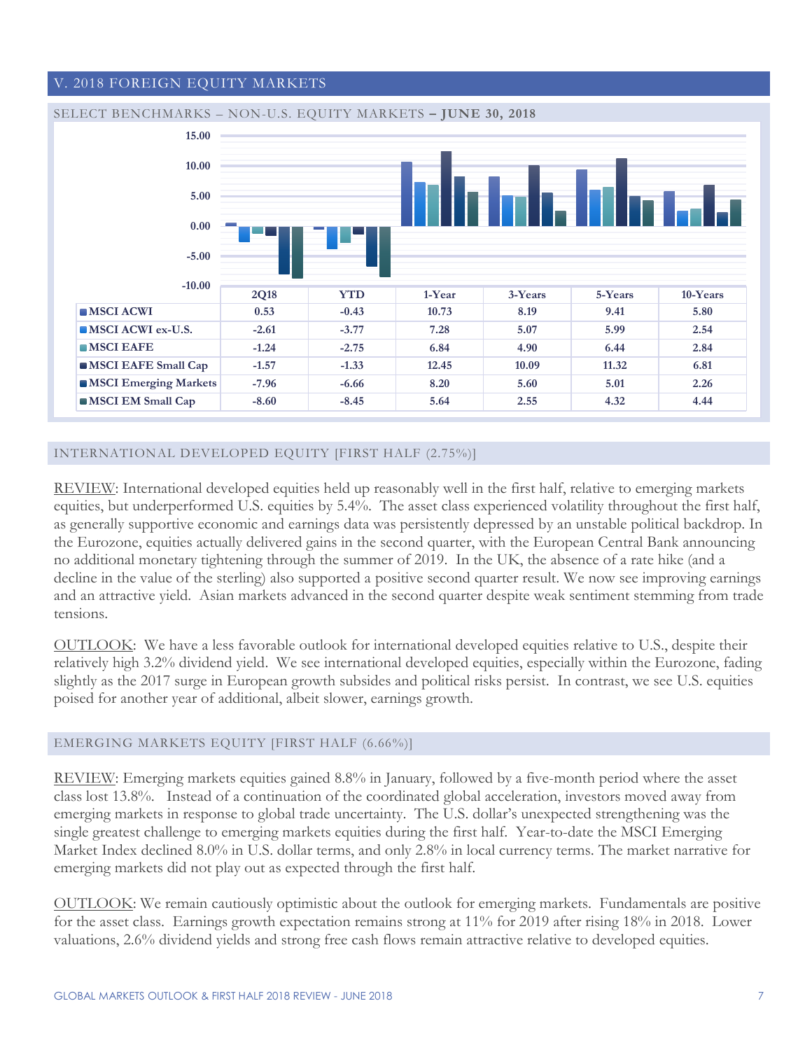## V. 2018 FOREIGN EQUITY MARKETS

SELECT BENCHMARKS – NON-U.S. EQUITY MARKETS **– JUNE 30, 2018**

15.00
10.00
5.00
0.00
-5.00
-10.00

| | 2Q18 | YTD | 1-Year | 3-Years | 5-Years | 10-Years |
|---|---|---|---|---|---|---|
| MSCI ACWI | 0.53 | -0.43 | 10.73 | 8.19 | 9.41 | 5.80 |
| MSCI ACWI ex-U.S. | -2.61 | -3.77 | 7.28 | 5.07 | 5.99 | 2.54 |
| MSCI EAFE | -1.24 | -2.75 | 6.84 | 4.90 | 6.44 | 2.84 |
| MSCI EAFE Small Cap | -1.57 | -1.33 | 12.45 | 10.09 | 11.32 | 6.81 |
| MSCI Emerging Markets | -7.96 | -6.66 | 8.20 | 5.60 | 5.01 | 2.26 |
| MSCI EM Small Cap | -8.60 | -8.45 | 5.64 | 2.55 | 4.32 | 4.44 |

### INTERNATIONAL DEVELOPED EQUITY [FIRST HALF (2.75%)]

REVIEW: International developed equities held up reasonably well in the first half, relative to emerging markets equities, but underperformed U.S. equities by 5.4%. The asset class experienced volatility throughout the first half, as generally supportive economic and earnings data was persistently depressed by an unstable political backdrop. In the Eurozone, equities actually delivered gains in the second quarter, with the European Central Bank announcing no additional monetary tightening through the summer of 2019. In the UK, the absence of a rate hike (and a decline in the value of the sterling) also supported a positive second quarter result. We now see improving earnings and an attractive yield. Asian markets advanced in the second quarter despite weak sentiment stemming from trade tensions.

OUTLOOK: We have a less favorable outlook for international developed equities relative to U.S., despite their relatively high 3.2% dividend yield. We see international developed equities, especially within the Eurozone, fading slightly as the 2017 surge in European growth subsides and political risks persist. In contrast, we see U.S. equities poised for another year of additional, albeit slower, earnings growth.

### EMERGING MARKETS EQUITY [FIRST HALF (6.66%)]

REVIEW: Emerging markets equities gained 8.8% in January, followed by a five-month period where the asset class lost 13.8%. Instead of a continuation of the coordinated global acceleration, investors moved away from emerging markets in response to global trade uncertainty. The U.S. dollar's unexpected strengthening was the single greatest challenge to emerging markets equities during the first half. Year-to-date the MSCI Emerging Market Index declined 8.0% in U.S. dollar terms, and only 2.8% in local currency terms. The market narrative for emerging markets did not play out as expected through the first half.

OUTLOOK: We remain cautiously optimistic about the outlook for emerging markets. Fundamentals are positive for the asset class. Earnings growth expectation remains strong at 11% for 2019 after rising 18% in 2018. Lower valuations, 2.6% dividend yields and strong free cash flows remain attractive relative to developed equities.